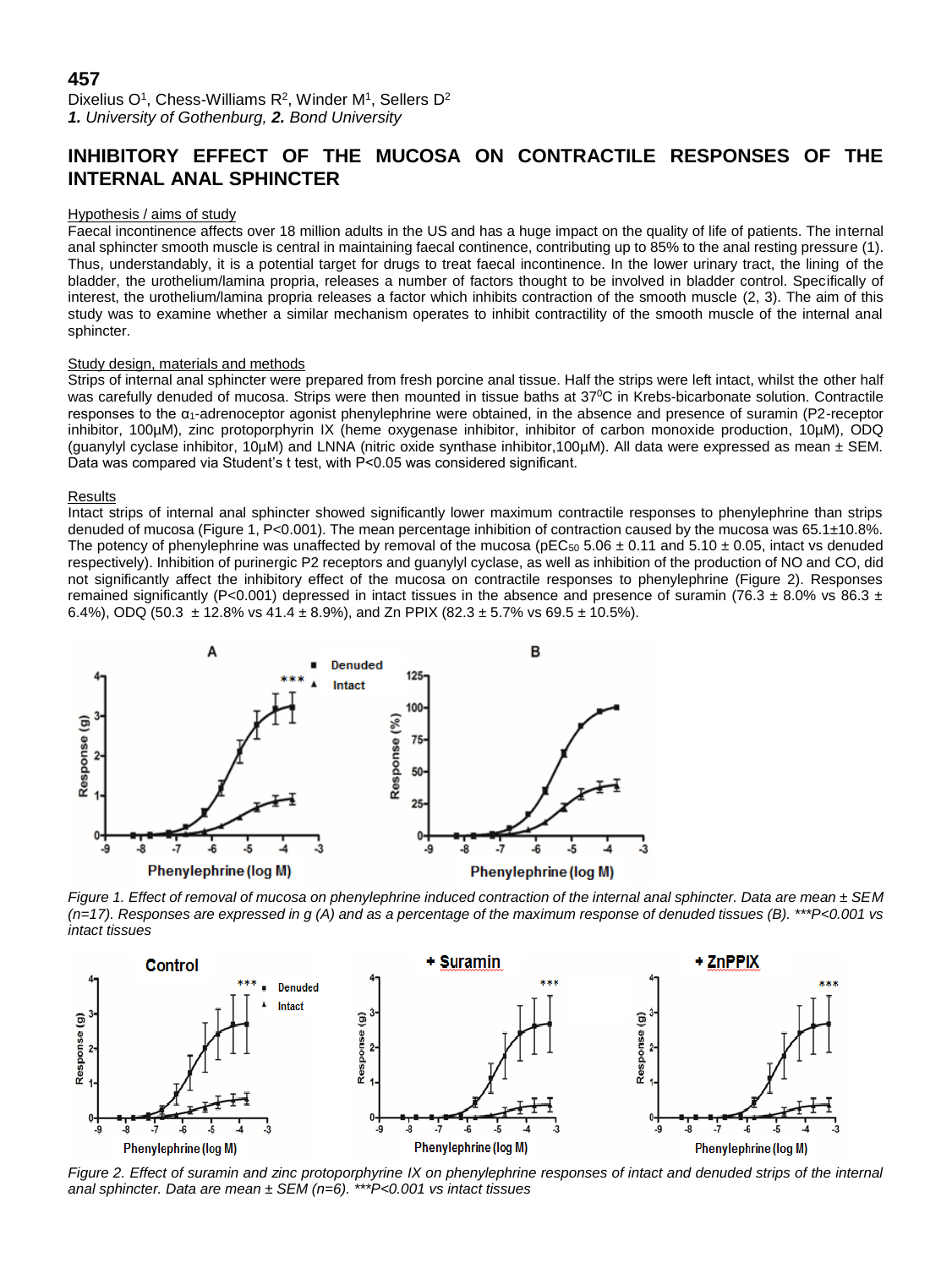**457**

Dixelius O[1], Chess-Williams R[2], Winder M[1], Sellers D[2]

***1.** University of Gothenburg, **2.** Bond University*

# INHIBITORY EFFECT OF THE MUCOSA ON CONTRACTILE RESPONSES OF THE INTERNAL ANAL SPHINCTER

## Hypothesis / aims of study

Faecal incontinence affects over 18 million adults in the US and has a huge impact on the quality of life of patients. The internal anal sphincter smooth muscle is central in maintaining faecal continence, contributing up to 85% to the anal resting pressure (1). Thus, understandably, it is a potential target for drugs to treat faecal incontinence. In the lower urinary tract, the lining of the bladder, the urothelium/lamina propria, releases a number of factors thought to be involved in bladder control. Specifically of interest, the urothelium/lamina propria releases a factor which inhibits contraction of the smooth muscle (2, 3). The aim of this study was to examine whether a similar mechanism operates to inhibit contractility of the smooth muscle of the internal anal sphincter.

## Study design, materials and methods

Strips of internal anal sphincter were prepared from fresh porcine anal tissue. Half the strips were left intact, whilst the other half was carefully denuded of mucosa. Strips were then mounted in tissue baths at 37$^0$C in Krebs-bicarbonate solution. Contractile responses to the $\alpha_1$-adrenoceptor agonist phenylephrine were obtained, in the absence and presence of suramin (P2-receptor inhibitor, 100µM), zinc protoporphyrin IX (heme oxygenase inhibitor, inhibitor of carbon monoxide production, 10µM), ODQ (guanylyl cyclase inhibitor, 10µM) and LNNA (nitric oxide synthase inhibitor,100µM). All data were expressed as mean ± SEM. Data was compared via Student's t test, with P<0.05 was considered significant.

## Results

Intact strips of internal anal sphincter showed significantly lower maximum contractile responses to phenylephrine than strips denuded of mucosa (Figure 1, P<0.001). The mean percentage inhibition of contraction caused by the mucosa was 65.1±10.8%. The potency of phenylephrine was unaffected by removal of the mucosa (pEC$_{50}$ 5.06 ± 0.11 and 5.10 ± 0.05, intact vs denuded respectively). Inhibition of purinergic P2 receptors and guanylyl cyclase, as well as inhibition of the production of NO and CO, did not significantly affect the inhibitory effect of the mucosa on contractile responses to phenylephrine (Figure 2). Responses remained significantly (P<0.001) depressed in intact tissues in the absence and presence of suramin (76.3 ± 8.0% vs 86.3 ± 6.4%), ODQ (50.3 ± 12.8% vs 41.4 ± 8.9%), and Zn PPIX (82.3 ± 5.7% vs 69.5 ± 10.5%).

*Figure 1. Effect of removal of mucosa on phenylephrine induced contraction of the internal anal sphincter. Data are mean ± SEM (n=17). Responses are expressed in g (A) and as a percentage of the maximum response of denuded tissues (B). \*\*\*P<0.001 vs intact tissues*

*Figure 2. Effect of suramin and zinc protoporphyrine IX on phenylephrine responses of intact and denuded strips of the internal anal sphincter. Data are mean ± SEM (n=6). \*\*\*P<0.001 vs intact tissues*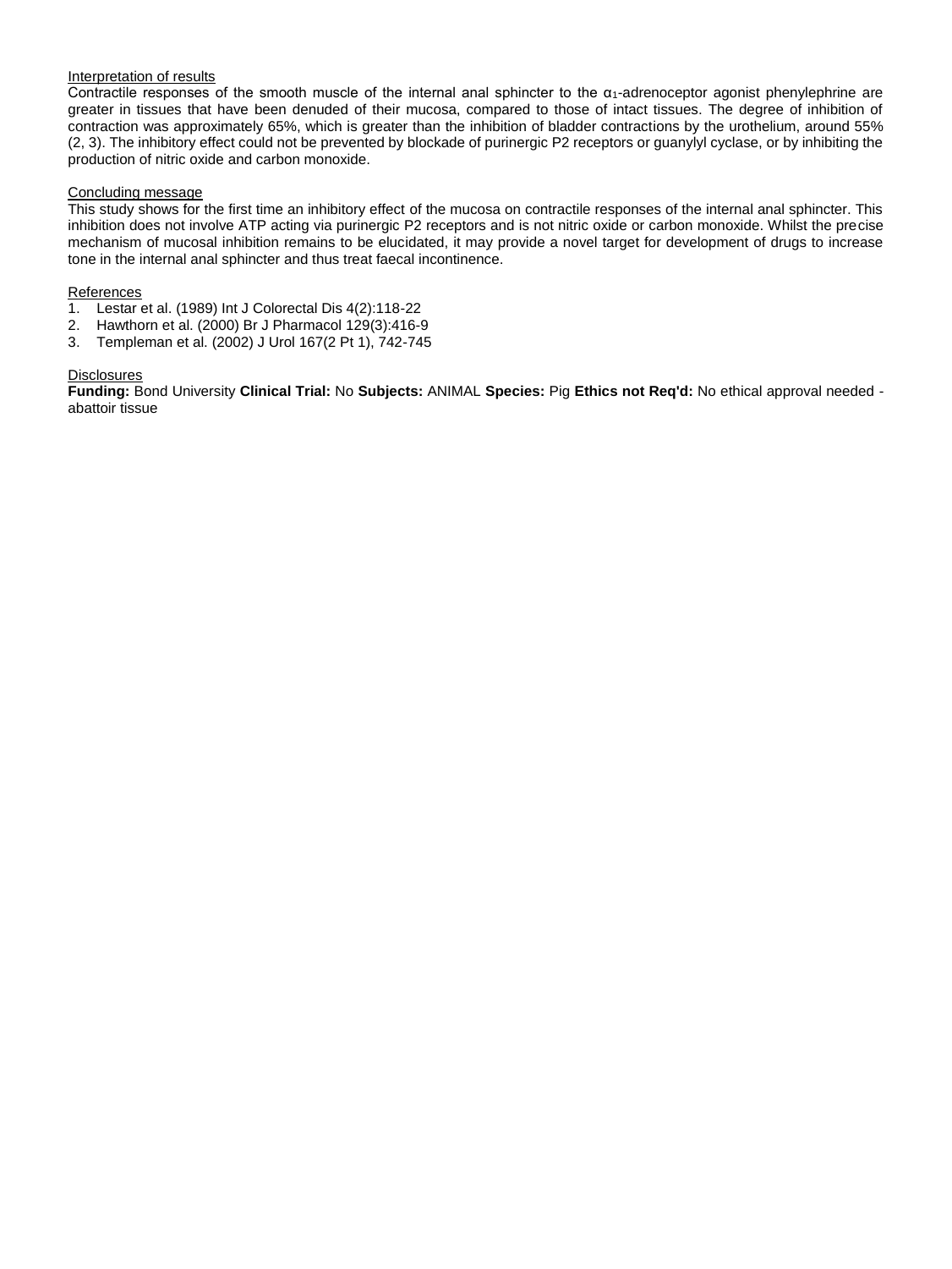Interpretation of results

Contractile responses of the smooth muscle of the internal anal sphincter to the $\alpha_1$-adrenoceptor agonist phenylephrine are greater in tissues that have been denuded of their mucosa, compared to those of intact tissues. The degree of inhibition of contraction was approximately 65%, which is greater than the inhibition of bladder contractions by the urothelium, around 55% (2, 3). The inhibitory effect could not be prevented by blockade of purinergic P2 receptors or guanylyl cyclase, or by inhibiting the production of nitric oxide and carbon monoxide.

Concluding message

This study shows for the first time an inhibitory effect of the mucosa on contractile responses of the internal anal sphincter. This inhibition does not involve ATP acting via purinergic P2 receptors and is not nitric oxide or carbon monoxide. Whilst the precise mechanism of mucosal inhibition remains to be elucidated, it may provide a novel target for development of drugs to increase tone in the internal anal sphincter and thus treat faecal incontinence.

References

1. Lestar et al. (1989) Int J Colorectal Dis 4(2):118-22
2. Hawthorn et al. (2000) Br J Pharmacol 129(3):416-9
3. Templeman et al. (2002) J Urol 167(2 Pt 1), 742-745

Disclosures

**Funding:** Bond University **Clinical Trial:** No **Subjects:** ANIMAL **Species:** Pig **Ethics not Req'd:** No ethical approval needed - abattoir tissue